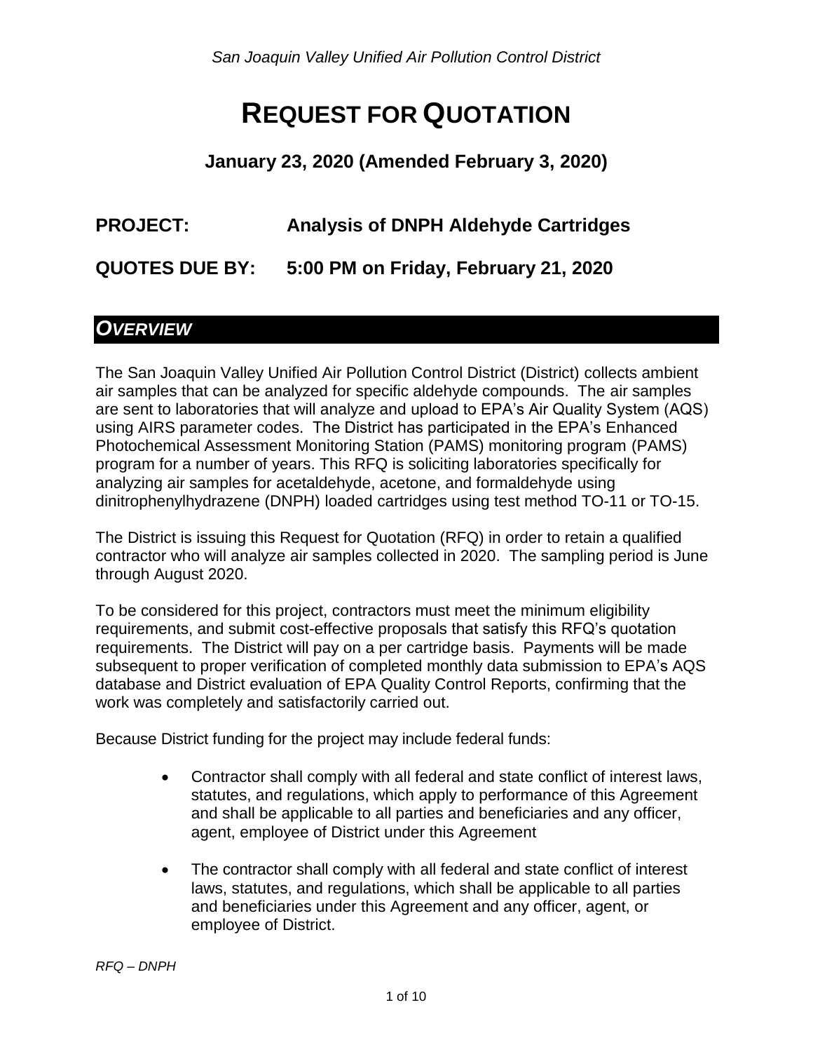*San Joaquin Valley Unified Air Pollution Control District*

# REQUEST FOR QUOTATION

### January 23, 2020 (Amended February 3, 2020)

**PROJECT: Analysis of DNPH Aldehyde Cartridges**

**QUOTES DUE BY: 5:00 PM on Friday, February 21, 2020**

## *OVERVIEW*

The San Joaquin Valley Unified Air Pollution Control District (District) collects ambient air samples that can be analyzed for specific aldehyde compounds. The air samples are sent to laboratories that will analyze and upload to EPA's Air Quality System (AQS) using AIRS parameter codes. The District has participated in the EPA's Enhanced Photochemical Assessment Monitoring Station (PAMS) monitoring program (PAMS) program for a number of years. This RFQ is soliciting laboratories specifically for analyzing air samples for acetaldehyde, acetone, and formaldehyde using dinitrophenylhydrazene (DNPH) loaded cartridges using test method TO-11 or TO-15.

The District is issuing this Request for Quotation (RFQ) in order to retain a qualified contractor who will analyze air samples collected in 2020. The sampling period is June through August 2020.

To be considered for this project, contractors must meet the minimum eligibility requirements, and submit cost-effective proposals that satisfy this RFQ's quotation requirements. The District will pay on a per cartridge basis. Payments will be made subsequent to proper verification of completed monthly data submission to EPA's AQS database and District evaluation of EPA Quality Control Reports, confirming that the work was completely and satisfactorily carried out.

Because District funding for the project may include federal funds:

- Contractor shall comply with all federal and state conflict of interest laws, statutes, and regulations, which apply to performance of this Agreement and shall be applicable to all parties and beneficiaries and any officer, agent, employee of District under this Agreement
- The contractor shall comply with all federal and state conflict of interest laws, statutes, and regulations, which shall be applicable to all parties and beneficiaries under this Agreement and any officer, agent, or employee of District.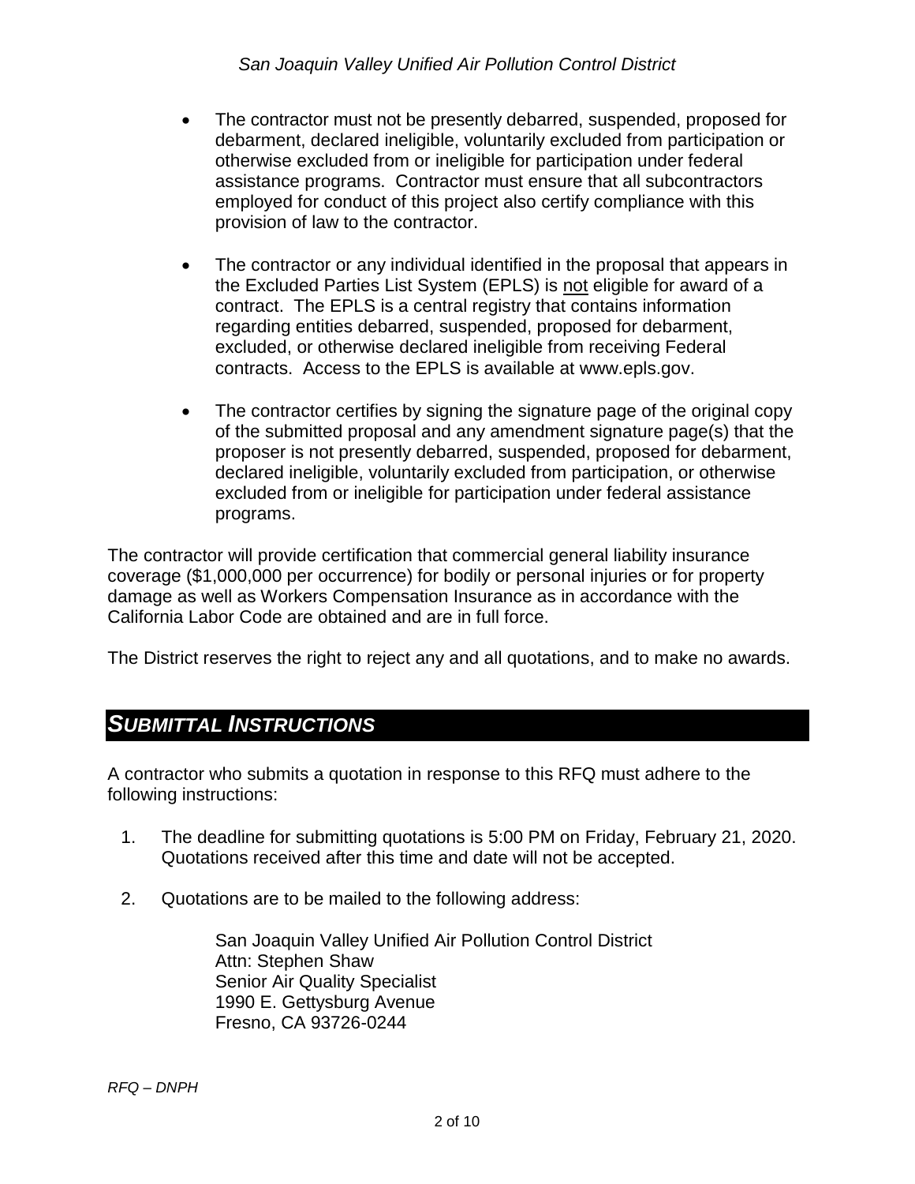- The contractor must not be presently debarred, suspended, proposed for debarment, declared ineligible, voluntarily excluded from participation or otherwise excluded from or ineligible for participation under federal assistance programs. Contractor must ensure that all subcontractors employed for conduct of this project also certify compliance with this provision of law to the contractor.

- The contractor or any individual identified in the proposal that appears in the Excluded Parties List System (EPLS) is not eligible for award of a contract. The EPLS is a central registry that contains information regarding entities debarred, suspended, proposed for debarment, excluded, or otherwise declared ineligible from receiving Federal contracts. Access to the EPLS is available at www.epls.gov.

- The contractor certifies by signing the signature page of the original copy of the submitted proposal and any amendment signature page(s) that the proposer is not presently debarred, suspended, proposed for debarment, declared ineligible, voluntarily excluded from participation, or otherwise excluded from or ineligible for participation under federal assistance programs.

The contractor will provide certification that commercial general liability insurance coverage ($1,000,000 per occurrence) for bodily or personal injuries or for property damage as well as Workers Compensation Insurance as in accordance with the California Labor Code are obtained and are in full force.

The District reserves the right to reject any and all quotations, and to make no awards.

## *SUBMITTAL INSTRUCTIONS*

A contractor who submits a quotation in response to this RFQ must adhere to the following instructions:

1. The deadline for submitting quotations is 5:00 PM on Friday, February 21, 2020. Quotations received after this time and date will not be accepted.

2. Quotations are to be mailed to the following address:

   San Joaquin Valley Unified Air Pollution Control District
   Attn: Stephen Shaw
   Senior Air Quality Specialist
   1990 E. Gettysburg Avenue
   Fresno, CA 93726-0244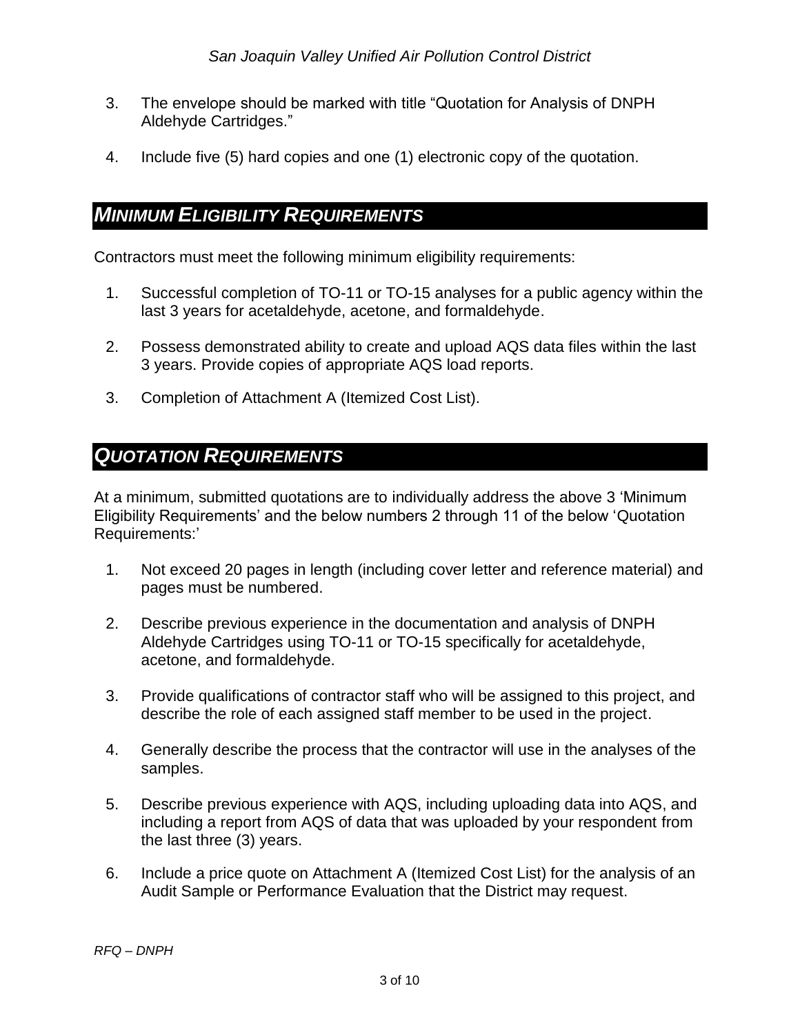3. The envelope should be marked with title "Quotation for Analysis of DNPH Aldehyde Cartridges."

4. Include five (5) hard copies and one (1) electronic copy of the quotation.

## *MINIMUM ELIGIBILITY REQUIREMENTS*

Contractors must meet the following minimum eligibility requirements:

1. Successful completion of TO-11 or TO-15 analyses for a public agency within the last 3 years for acetaldehyde, acetone, and formaldehyde.

2. Possess demonstrated ability to create and upload AQS data files within the last 3 years. Provide copies of appropriate AQS load reports.

3. Completion of Attachment A (Itemized Cost List).

## *QUOTATION REQUIREMENTS*

At a minimum, submitted quotations are to individually address the above 3 'Minimum Eligibility Requirements' and the below numbers 2 through 11 of the below 'Quotation Requirements:'

1. Not exceed 20 pages in length (including cover letter and reference material) and pages must be numbered.

2. Describe previous experience in the documentation and analysis of DNPH Aldehyde Cartridges using TO-11 or TO-15 specifically for acetaldehyde, acetone, and formaldehyde.

3. Provide qualifications of contractor staff who will be assigned to this project, and describe the role of each assigned staff member to be used in the project.

4. Generally describe the process that the contractor will use in the analyses of the samples.

5. Describe previous experience with AQS, including uploading data into AQS, and including a report from AQS of data that was uploaded by your respondent from the last three (3) years.

6. Include a price quote on Attachment A (Itemized Cost List) for the analysis of an Audit Sample or Performance Evaluation that the District may request.

*RFQ – DNPH*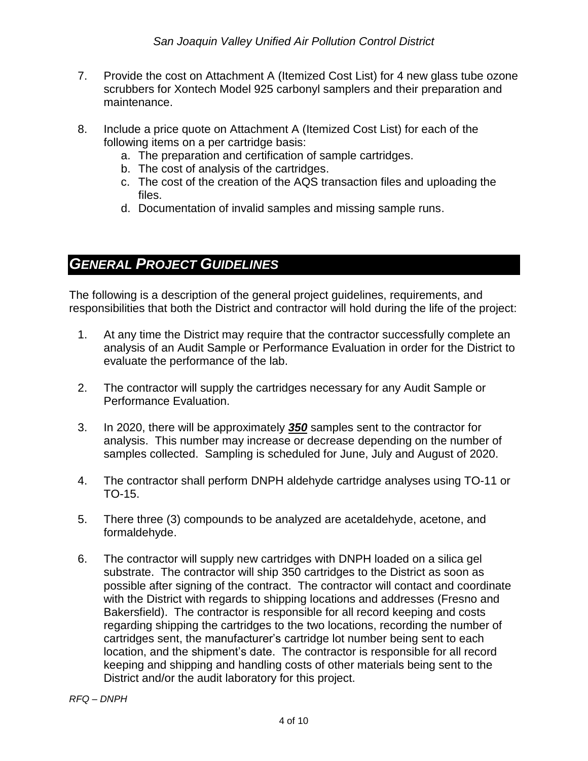7. Provide the cost on Attachment A (Itemized Cost List) for 4 new glass tube ozone scrubbers for Xontech Model 925 carbonyl samplers and their preparation and maintenance.

8. Include a price quote on Attachment A (Itemized Cost List) for each of the following items on a per cartridge basis:
   a. The preparation and certification of sample cartridges.
   b. The cost of analysis of the cartridges.
   c. The cost of the creation of the AQS transaction files and uploading the files.
   d. Documentation of invalid samples and missing sample runs.

## *GENERAL PROJECT GUIDELINES*

The following is a description of the general project guidelines, requirements, and responsibilities that both the District and contractor will hold during the life of the project:

1. At any time the District may require that the contractor successfully complete an analysis of an Audit Sample or Performance Evaluation in order for the District to evaluate the performance of the lab.

2. The contractor will supply the cartridges necessary for any Audit Sample or Performance Evaluation.

3. In 2020, there will be approximately ***<u>350</u>*** samples sent to the contractor for analysis. This number may increase or decrease depending on the number of samples collected. Sampling is scheduled for June, July and August of 2020.

4. The contractor shall perform DNPH aldehyde cartridge analyses using TO-11 or TO-15.

5. There three (3) compounds to be analyzed are acetaldehyde, acetone, and formaldehyde.

6. The contractor will supply new cartridges with DNPH loaded on a silica gel substrate. The contractor will ship 350 cartridges to the District as soon as possible after signing of the contract. The contractor will contact and coordinate with the District with regards to shipping locations and addresses (Fresno and Bakersfield). The contractor is responsible for all record keeping and costs regarding shipping the cartridges to the two locations, recording the number of cartridges sent, the manufacturer's cartridge lot number being sent to each location, and the shipment's date. The contractor is responsible for all record keeping and shipping and handling costs of other materials being sent to the District and/or the audit laboratory for this project.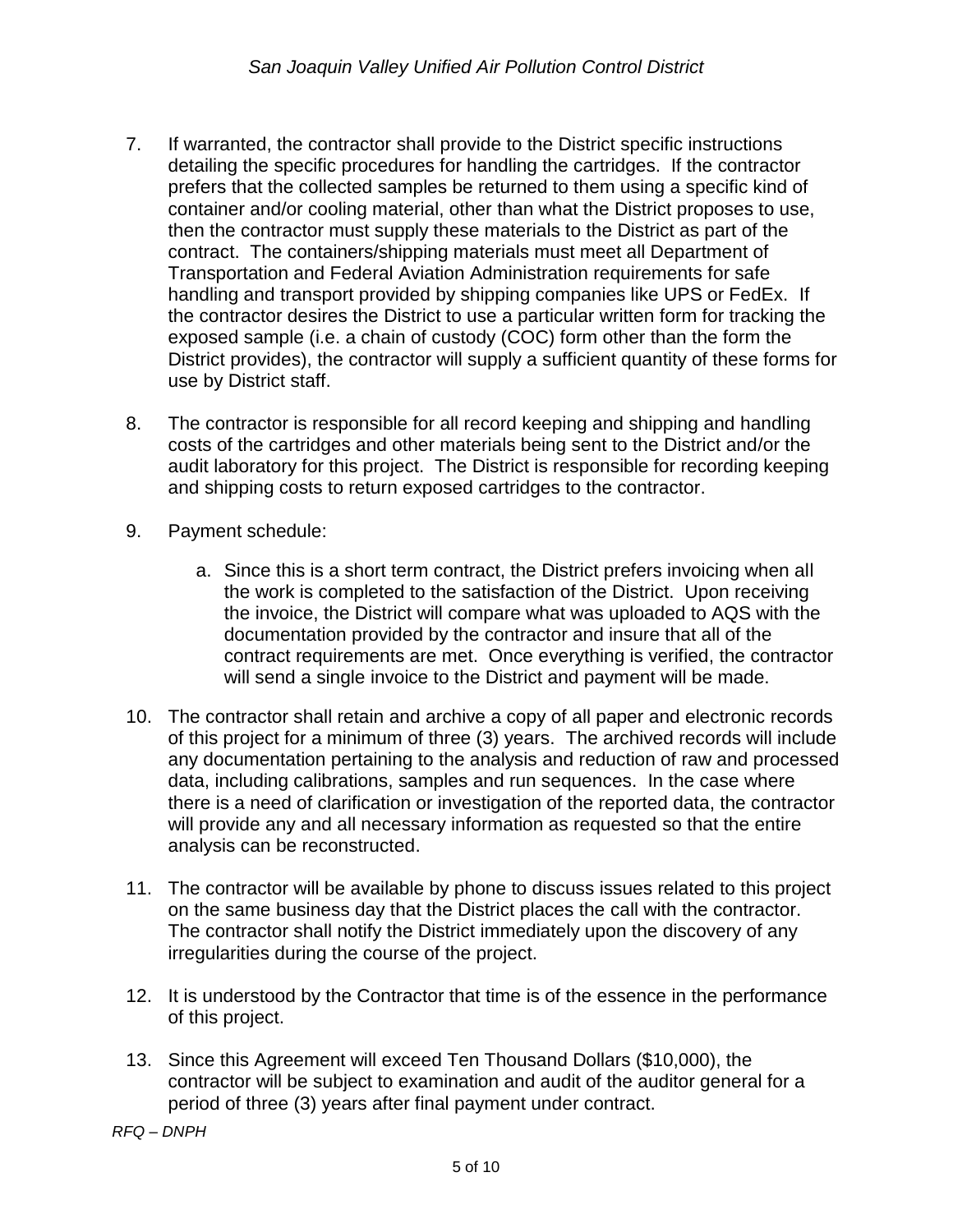7. If warranted, the contractor shall provide to the District specific instructions detailing the specific procedures for handling the cartridges. If the contractor prefers that the collected samples be returned to them using a specific kind of container and/or cooling material, other than what the District proposes to use, then the contractor must supply these materials to the District as part of the contract. The containers/shipping materials must meet all Department of Transportation and Federal Aviation Administration requirements for safe handling and transport provided by shipping companies like UPS or FedEx. If the contractor desires the District to use a particular written form for tracking the exposed sample (i.e. a chain of custody (COC) form other than the form the District provides), the contractor will supply a sufficient quantity of these forms for use by District staff.

8. The contractor is responsible for all record keeping and shipping and handling costs of the cartridges and other materials being sent to the District and/or the audit laboratory for this project. The District is responsible for recording keeping and shipping costs to return exposed cartridges to the contractor.

9. Payment schedule:

   a. Since this is a short term contract, the District prefers invoicing when all the work is completed to the satisfaction of the District. Upon receiving the invoice, the District will compare what was uploaded to AQS with the documentation provided by the contractor and insure that all of the contract requirements are met. Once everything is verified, the contractor will send a single invoice to the District and payment will be made.

10. The contractor shall retain and archive a copy of all paper and electronic records of this project for a minimum of three (3) years. The archived records will include any documentation pertaining to the analysis and reduction of raw and processed data, including calibrations, samples and run sequences. In the case where there is a need of clarification or investigation of the reported data, the contractor will provide any and all necessary information as requested so that the entire analysis can be reconstructed.

11. The contractor will be available by phone to discuss issues related to this project on the same business day that the District places the call with the contractor. The contractor shall notify the District immediately upon the discovery of any irregularities during the course of the project.

12. It is understood by the Contractor that time is of the essence in the performance of this project.

13. Since this Agreement will exceed Ten Thousand Dollars ($10,000), the contractor will be subject to examination and audit of the auditor general for a period of three (3) years after final payment under contract.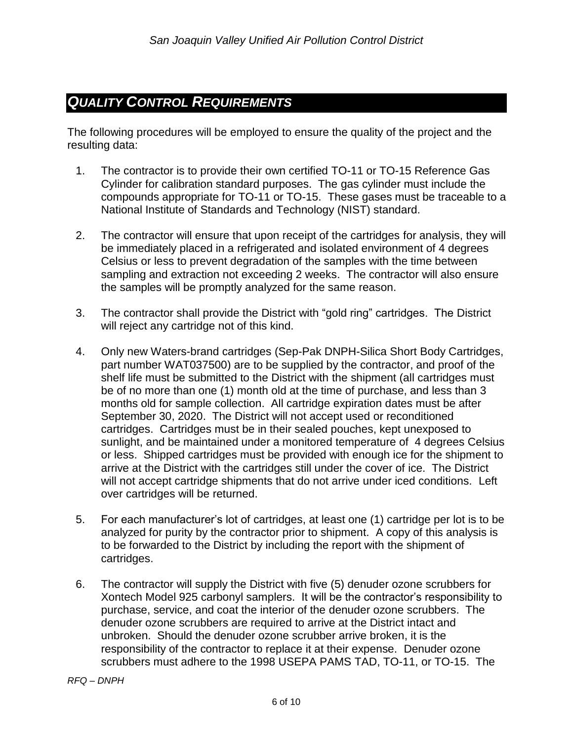## *QUALITY CONTROL REQUIREMENTS*

The following procedures will be employed to ensure the quality of the project and the resulting data:

1. The contractor is to provide their own certified TO-11 or TO-15 Reference Gas Cylinder for calibration standard purposes. The gas cylinder must include the compounds appropriate for TO-11 or TO-15. These gases must be traceable to a National Institute of Standards and Technology (NIST) standard.

2. The contractor will ensure that upon receipt of the cartridges for analysis, they will be immediately placed in a refrigerated and isolated environment of 4 degrees Celsius or less to prevent degradation of the samples with the time between sampling and extraction not exceeding 2 weeks. The contractor will also ensure the samples will be promptly analyzed for the same reason.

3. The contractor shall provide the District with "gold ring" cartridges. The District will reject any cartridge not of this kind.

4. Only new Waters-brand cartridges (Sep-Pak DNPH-Silica Short Body Cartridges, part number WAT037500) are to be supplied by the contractor, and proof of the shelf life must be submitted to the District with the shipment (all cartridges must be of no more than one (1) month old at the time of purchase, and less than 3 months old for sample collection. All cartridge expiration dates must be after September 30, 2020. The District will not accept used or reconditioned cartridges. Cartridges must be in their sealed pouches, kept unexposed to sunlight, and be maintained under a monitored temperature of 4 degrees Celsius or less. Shipped cartridges must be provided with enough ice for the shipment to arrive at the District with the cartridges still under the cover of ice. The District will not accept cartridge shipments that do not arrive under iced conditions. Left over cartridges will be returned.

5. For each manufacturer's lot of cartridges, at least one (1) cartridge per lot is to be analyzed for purity by the contractor prior to shipment. A copy of this analysis is to be forwarded to the District by including the report with the shipment of cartridges.

6. The contractor will supply the District with five (5) denuder ozone scrubbers for Xontech Model 925 carbonyl samplers. It will be the contractor's responsibility to purchase, service, and coat the interior of the denuder ozone scrubbers. The denuder ozone scrubbers are required to arrive at the District intact and unbroken. Should the denuder ozone scrubber arrive broken, it is the responsibility of the contractor to replace it at their expense. Denuder ozone scrubbers must adhere to the 1998 USEPA PAMS TAD, TO-11, or TO-15. The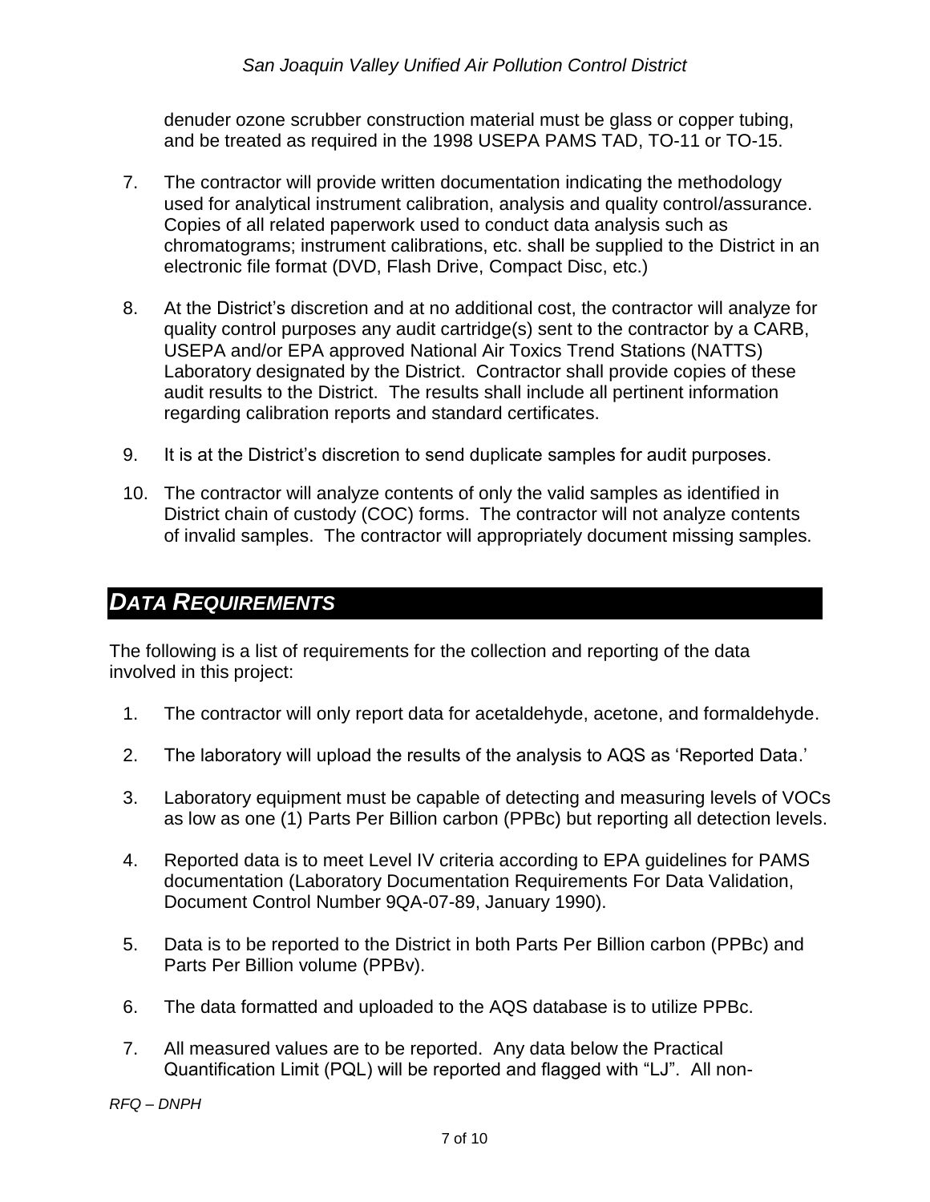denuder ozone scrubber construction material must be glass or copper tubing, and be treated as required in the 1998 USEPA PAMS TAD, TO-11 or TO-15.

7. The contractor will provide written documentation indicating the methodology used for analytical instrument calibration, analysis and quality control/assurance. Copies of all related paperwork used to conduct data analysis such as chromatograms; instrument calibrations, etc. shall be supplied to the District in an electronic file format (DVD, Flash Drive, Compact Disc, etc.)

8. At the District's discretion and at no additional cost, the contractor will analyze for quality control purposes any audit cartridge(s) sent to the contractor by a CARB, USEPA and/or EPA approved National Air Toxics Trend Stations (NATTS) Laboratory designated by the District. Contractor shall provide copies of these audit results to the District. The results shall include all pertinent information regarding calibration reports and standard certificates.

9. It is at the District's discretion to send duplicate samples for audit purposes.

10. The contractor will analyze contents of only the valid samples as identified in District chain of custody (COC) forms. The contractor will not analyze contents of invalid samples. The contractor will appropriately document missing samples.

## *DATA REQUIREMENTS*

The following is a list of requirements for the collection and reporting of the data involved in this project:

1. The contractor will only report data for acetaldehyde, acetone, and formaldehyde.

2. The laboratory will upload the results of the analysis to AQS as 'Reported Data.'

3. Laboratory equipment must be capable of detecting and measuring levels of VOCs as low as one (1) Parts Per Billion carbon (PPBc) but reporting all detection levels.

4. Reported data is to meet Level IV criteria according to EPA guidelines for PAMS documentation (Laboratory Documentation Requirements For Data Validation, Document Control Number 9QA-07-89, January 1990).

5. Data is to be reported to the District in both Parts Per Billion carbon (PPBc) and Parts Per Billion volume (PPBv).

6. The data formatted and uploaded to the AQS database is to utilize PPBc.

7. All measured values are to be reported. Any data below the Practical Quantification Limit (PQL) will be reported and flagged with "LJ". All non-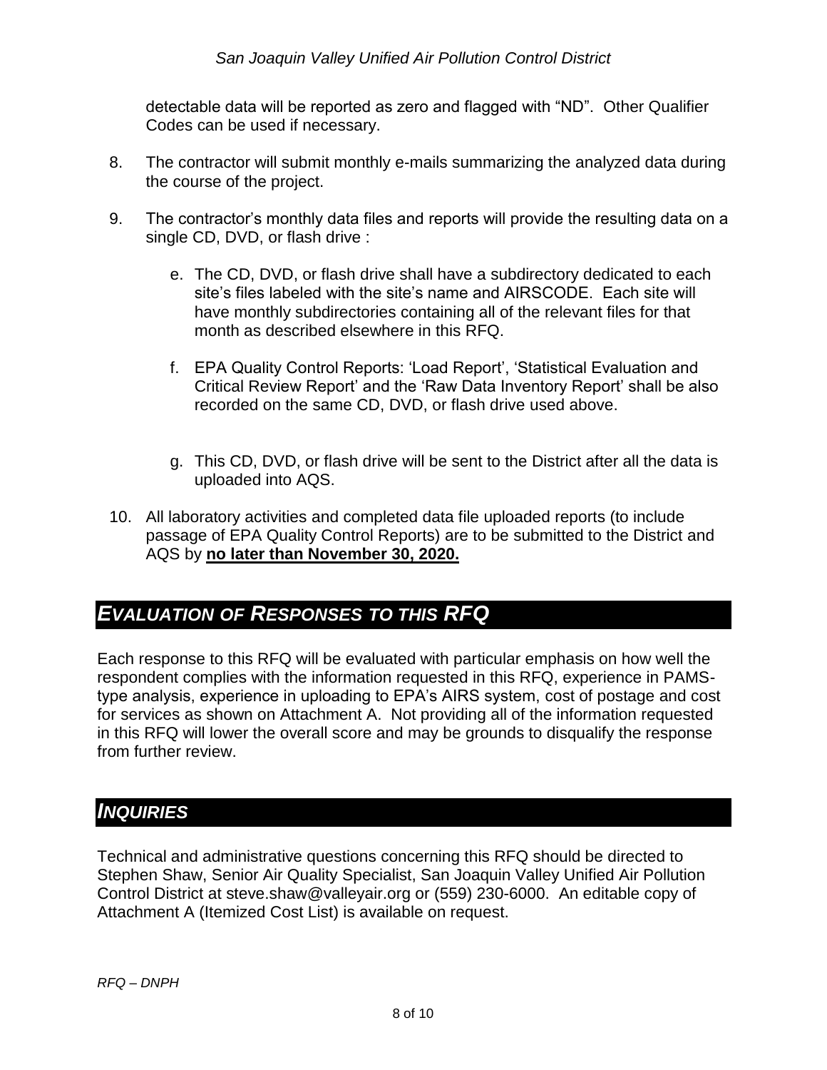detectable data will be reported as zero and flagged with “ND”. Other Qualifier Codes can be used if necessary.

8. The contractor will submit monthly e-mails summarizing the analyzed data during the course of the project.

9. The contractor’s monthly data files and reports will provide the resulting data on a single CD, DVD, or flash drive :

   e. The CD, DVD, or flash drive shall have a subdirectory dedicated to each site’s files labeled with the site’s name and AIRSCODE. Each site will have monthly subdirectories containing all of the relevant files for that month as described elsewhere in this RFQ.

   f. EPA Quality Control Reports: ‘Load Report’, ‘Statistical Evaluation and Critical Review Report’ and the ‘Raw Data Inventory Report’ shall be also recorded on the same CD, DVD, or flash drive used above.

   g. This CD, DVD, or flash drive will be sent to the District after all the data is uploaded into AQS.

10. All laboratory activities and completed data file uploaded reports (to include passage of EPA Quality Control Reports) are to be submitted to the District and AQS by **no later than November 30, 2020.**

## *EVALUATION OF RESPONSES TO THIS RFQ*

Each response to this RFQ will be evaluated with particular emphasis on how well the respondent complies with the information requested in this RFQ, experience in PAMS-type analysis, experience in uploading to EPA’s AIRS system, cost of postage and cost for services as shown on Attachment A. Not providing all of the information requested in this RFQ will lower the overall score and may be grounds to disqualify the response from further review.

## *INQUIRIES*

Technical and administrative questions concerning this RFQ should be directed to Stephen Shaw, Senior Air Quality Specialist, San Joaquin Valley Unified Air Pollution Control District at steve.shaw@valleyair.org or (559) 230-6000. An editable copy of Attachment A (Itemized Cost List) is available on request.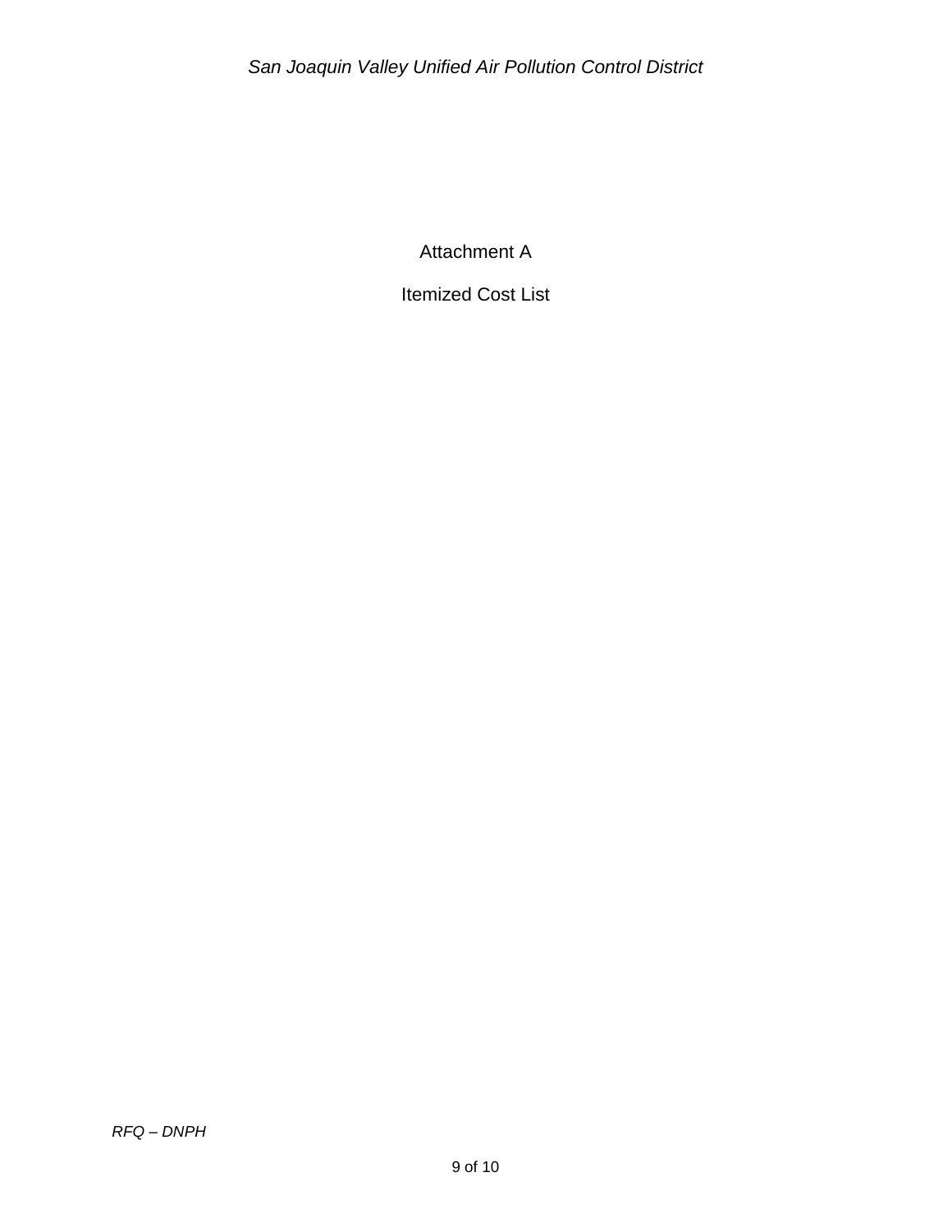# Attachment A

## Itemized Cost List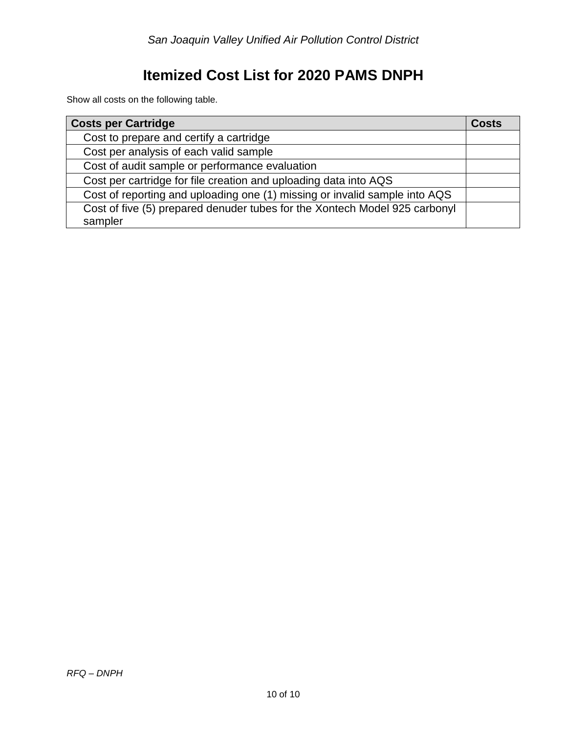# Itemized Cost List for 2020 PAMS DNPH

Show all costs on the following table.

| Costs per Cartridge | Costs |
|---|---|
| Cost to prepare and certify a cartridge | |
| Cost per analysis of each valid sample | |
| Cost of audit sample or performance evaluation | |
| Cost per cartridge for file creation and uploading data into AQS | |
| Cost of reporting and uploading one (1) missing or invalid sample into AQS | |
| Cost of five (5) prepared denuder tubes for the Xontech Model 925 carbonyl sampler | |